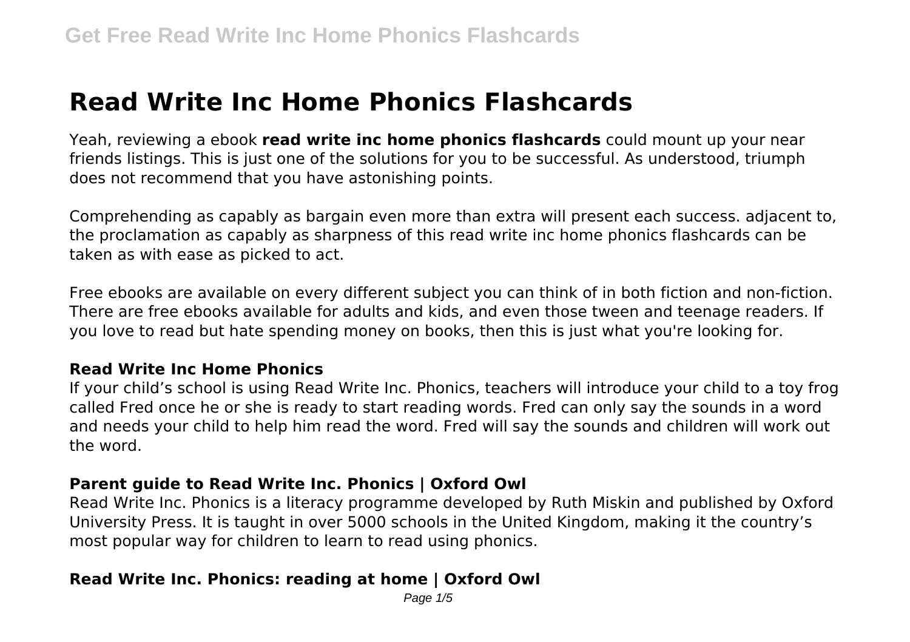# Read Write Inc Home Phonics Flashcards

Yeah, reviewing a ebook **read write inc home phonics flashcards** could mount up your near friends listings. This is just one of the solutions for you to be successful. As understood, triumph does not recommend that you have astonishing points.

Comprehending as capably as bargain even more than extra will present each success. adjacent to, the proclamation as capably as sharpness of this read write inc home phonics flashcards can be taken as with ease as picked to act.

Free ebooks are available on every different subject you can think of in both fiction and non-fiction. There are free ebooks available for adults and kids, and even those tween and teenage readers. If you love to read but hate spending money on books, then this is just what you're looking for.

### Read Write Inc Home Phonics

If your child's school is using Read Write Inc. Phonics, teachers will introduce your child to a toy frog called Fred once he or she is ready to start reading words. Fred can only say the sounds in a word and needs your child to help him read the word. Fred will say the sounds and children will work out the word.

### Parent guide to Read Write Inc. Phonics | Oxford Owl

Read Write Inc. Phonics is a literacy programme developed by Ruth Miskin and published by Oxford University Press. It is taught in over 5000 schools in the United Kingdom, making it the country's most popular way for children to learn to read using phonics.

### Read Write Inc. Phonics: reading at home | Oxford Owl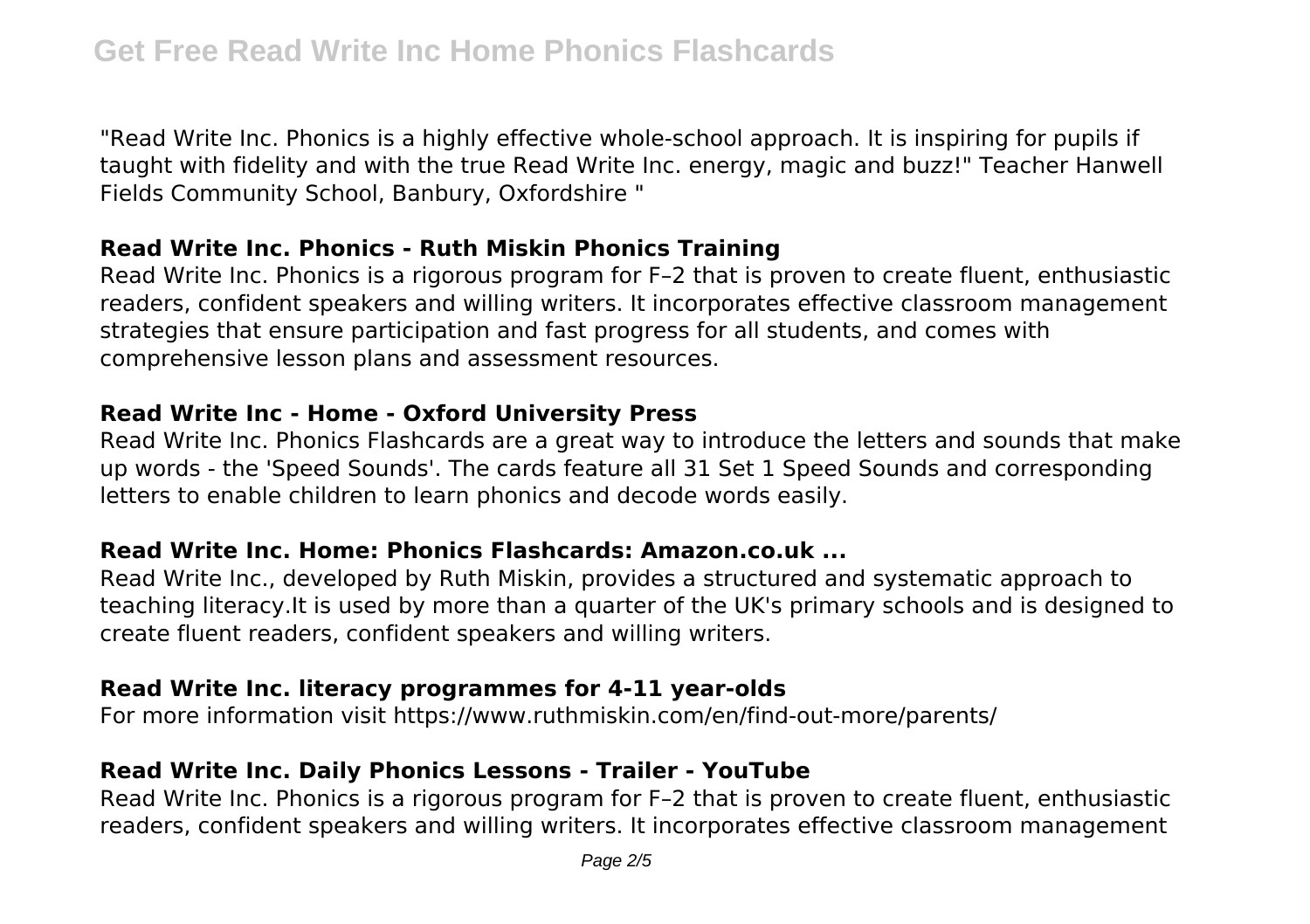"Read Write Inc. Phonics is a highly effective whole-school approach. It is inspiring for pupils if taught with fidelity and with the true Read Write Inc. energy, magic and buzz!" Teacher Hanwell Fields Community School, Banbury, Oxfordshire "

### Read Write Inc. Phonics - Ruth Miskin Phonics Training

Read Write Inc. Phonics is a rigorous program for F–2 that is proven to create fluent, enthusiastic readers, confident speakers and willing writers. It incorporates effective classroom management strategies that ensure participation and fast progress for all students, and comes with comprehensive lesson plans and assessment resources.

### Read Write Inc - Home - Oxford University Press

Read Write Inc. Phonics Flashcards are a great way to introduce the letters and sounds that make up words - the 'Speed Sounds'. The cards feature all 31 Set 1 Speed Sounds and corresponding letters to enable children to learn phonics and decode words easily.

### Read Write Inc. Home: Phonics Flashcards: Amazon.co.uk ...

Read Write Inc., developed by Ruth Miskin, provides a structured and systematic approach to teaching literacy.It is used by more than a quarter of the UK's primary schools and is designed to create fluent readers, confident speakers and willing writers.

### Read Write Inc. literacy programmes for 4-11 year-olds

For more information visit https://www.ruthmiskin.com/en/find-out-more/parents/

### Read Write Inc. Daily Phonics Lessons - Trailer - YouTube

Read Write Inc. Phonics is a rigorous program for F–2 that is proven to create fluent, enthusiastic readers, confident speakers and willing writers. It incorporates effective classroom management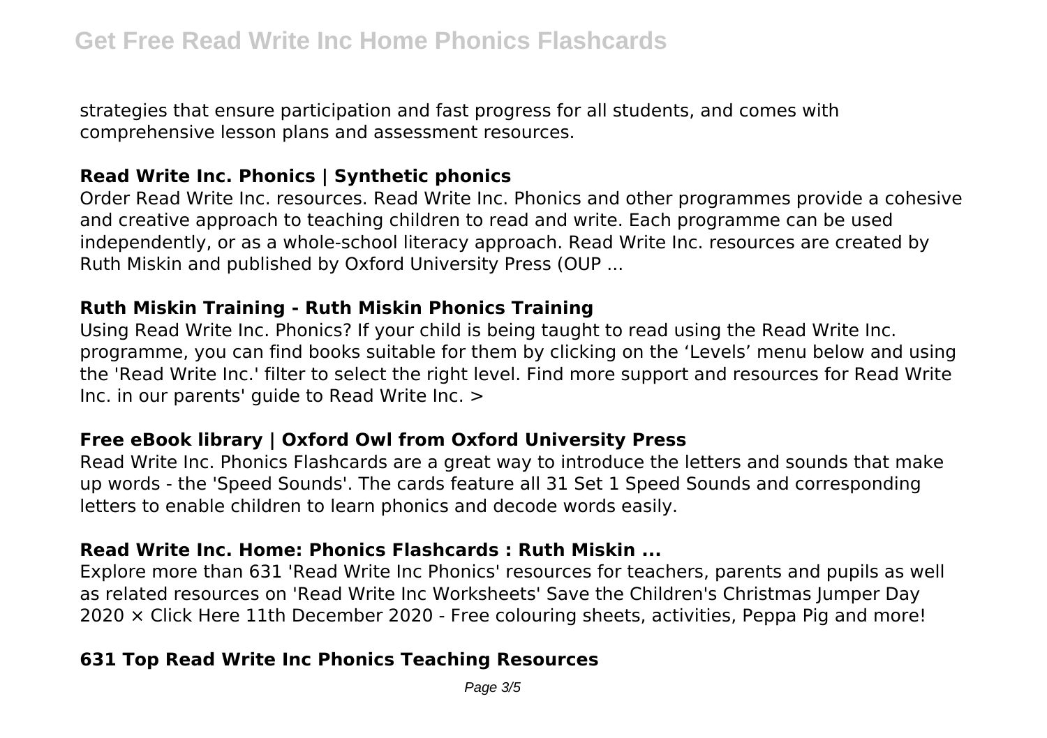strategies that ensure participation and fast progress for all students, and comes with comprehensive lesson plans and assessment resources.

### Read Write Inc. Phonics | Synthetic phonics

Order Read Write Inc. resources. Read Write Inc. Phonics and other programmes provide a cohesive and creative approach to teaching children to read and write. Each programme can be used independently, or as a whole-school literacy approach. Read Write Inc. resources are created by Ruth Miskin and published by Oxford University Press (OUP ...

### Ruth Miskin Training - Ruth Miskin Phonics Training

Using Read Write Inc. Phonics? If your child is being taught to read using the Read Write Inc. programme, you can find books suitable for them by clicking on the 'Levels' menu below and using the 'Read Write Inc.' filter to select the right level. Find more support and resources for Read Write Inc. in our parents' guide to Read Write Inc. >

### Free eBook library | Oxford Owl from Oxford University Press

Read Write Inc. Phonics Flashcards are a great way to introduce the letters and sounds that make up words - the 'Speed Sounds'. The cards feature all 31 Set 1 Speed Sounds and corresponding letters to enable children to learn phonics and decode words easily.

### Read Write Inc. Home: Phonics Flashcards : Ruth Miskin ...

Explore more than 631 'Read Write Inc Phonics' resources for teachers, parents and pupils as well as related resources on 'Read Write Inc Worksheets' Save the Children's Christmas Jumper Day 2020 × Click Here 11th December 2020 - Free colouring sheets, activities, Peppa Pig and more!

### 631 Top Read Write Inc Phonics Teaching Resources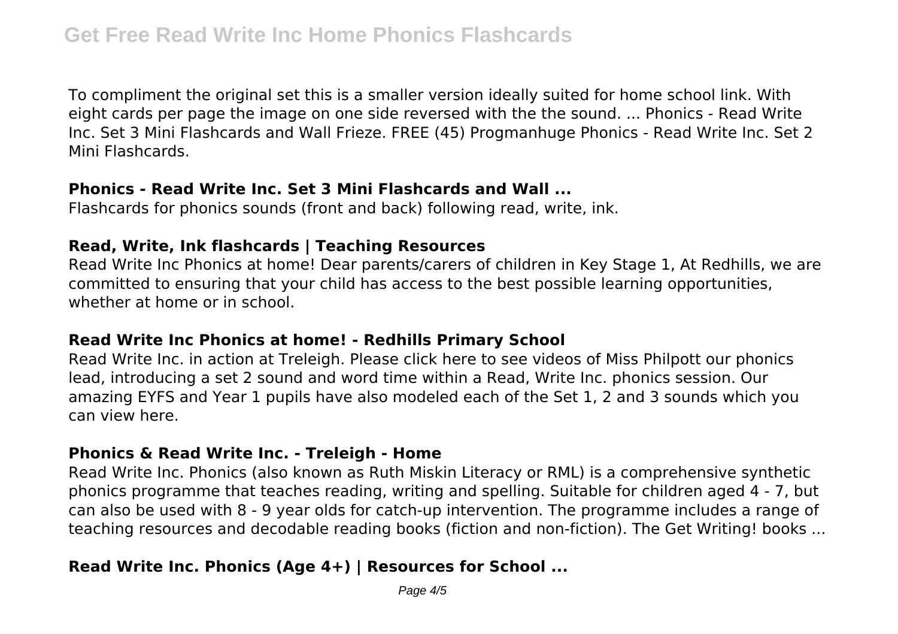To compliment the original set this is a smaller version ideally suited for home school link. With eight cards per page the image on one side reversed with the the sound. ... Phonics - Read Write Inc. Set 3 Mini Flashcards and Wall Frieze. FREE (45) Progmanhuge Phonics - Read Write Inc. Set 2 Mini Flashcards.

### Phonics - Read Write Inc. Set 3 Mini Flashcards and Wall ...

Flashcards for phonics sounds (front and back) following read, write, ink.

### Read, Write, Ink flashcards | Teaching Resources

Read Write Inc Phonics at home! Dear parents/carers of children in Key Stage 1, At Redhills, we are committed to ensuring that your child has access to the best possible learning opportunities, whether at home or in school.

### Read Write Inc Phonics at home! - Redhills Primary School

Read Write Inc. in action at Treleigh. Please click here to see videos of Miss Philpott our phonics lead, introducing a set 2 sound and word time within a Read, Write Inc. phonics session. Our amazing EYFS and Year 1 pupils have also modeled each of the Set 1, 2 and 3 sounds which you can view here.

### Phonics & Read Write Inc. - Treleigh - Home

Read Write Inc. Phonics (also known as Ruth Miskin Literacy or RML) is a comprehensive synthetic phonics programme that teaches reading, writing and spelling. Suitable for children aged 4 - 7, but can also be used with 8 - 9 year olds for catch-up intervention. The programme includes a range of teaching resources and decodable reading books (fiction and non-fiction). The Get Writing! books ...

### Read Write Inc. Phonics (Age 4+) | Resources for School ...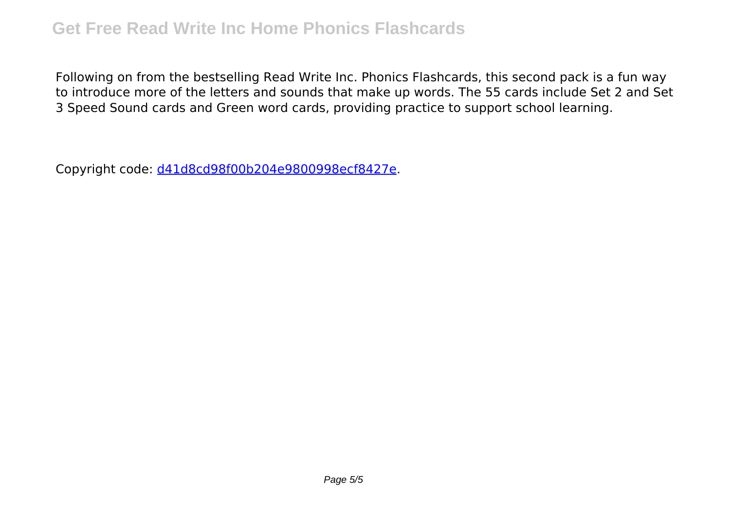Following on from the bestselling Read Write Inc. Phonics Flashcards, this second pack is a fun way to introduce more of the letters and sounds that make up words. The 55 cards include Set 2 and Set 3 Speed Sound cards and Green word cards, providing practice to support school learning.

Copyright code: d41d8cd98f00b204e9800998ecf8427e.